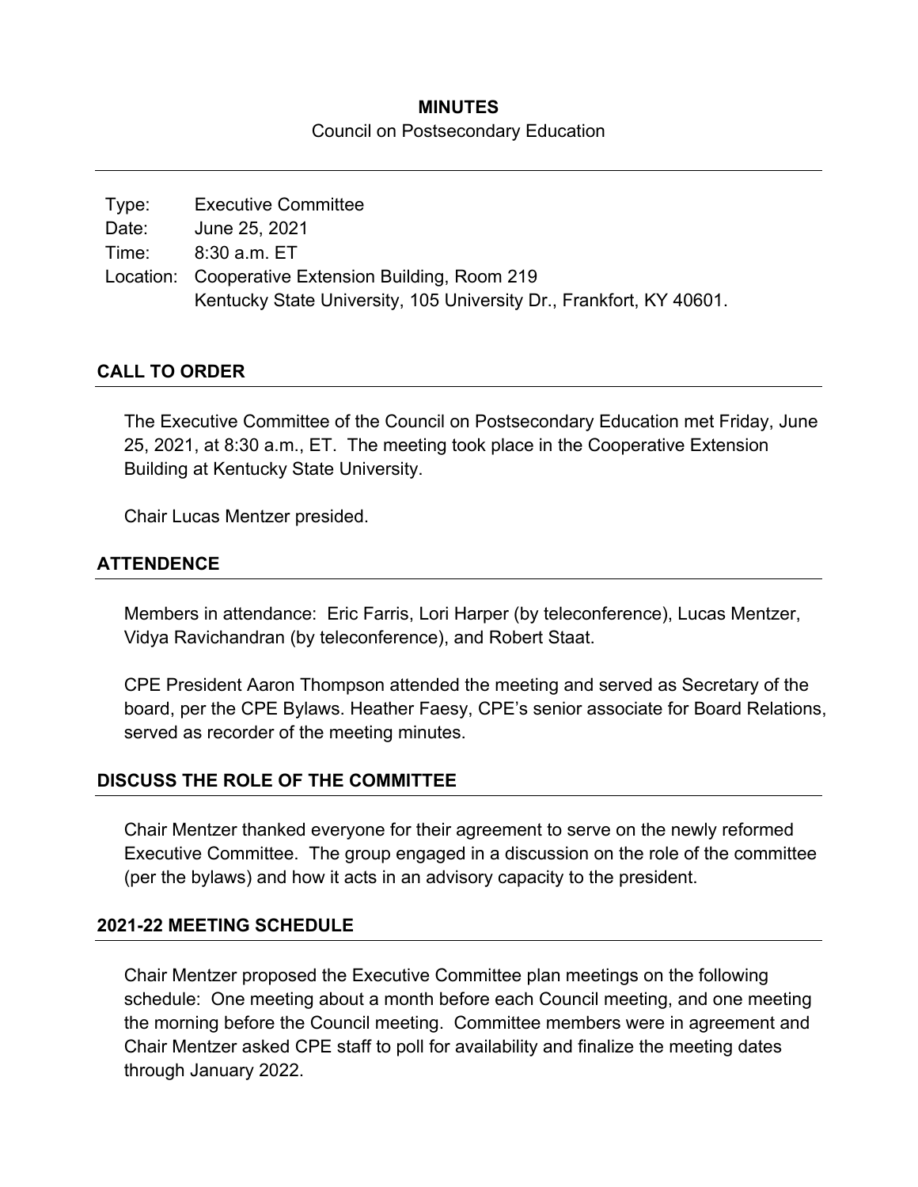# MINUTES

Council on Postsecondary Education

| | |
|---|---|
| Type: | Executive Committee |
| Date: | June 25, 2021 |
| Time: | 8:30 a.m. ET |
| Location: | Cooperative Extension Building, Room 219<br>Kentucky State University, 105 University Dr., Frankfort, KY 40601. |

## CALL TO ORDER

The Executive Committee of the Council on Postsecondary Education met Friday, June 25, 2021, at 8:30 a.m., ET. The meeting took place in the Cooperative Extension Building at Kentucky State University.

Chair Lucas Mentzer presided.

## ATTENDENCE

Members in attendance: Eric Farris, Lori Harper (by teleconference), Lucas Mentzer, Vidya Ravichandran (by teleconference), and Robert Staat.

CPE President Aaron Thompson attended the meeting and served as Secretary of the board, per the CPE Bylaws. Heather Faesy, CPE's senior associate for Board Relations, served as recorder of the meeting minutes.

## DISCUSS THE ROLE OF THE COMMITTEE

Chair Mentzer thanked everyone for their agreement to serve on the newly reformed Executive Committee. The group engaged in a discussion on the role of the committee (per the bylaws) and how it acts in an advisory capacity to the president.

## 2021-22 MEETING SCHEDULE

Chair Mentzer proposed the Executive Committee plan meetings on the following schedule: One meeting about a month before each Council meeting, and one meeting the morning before the Council meeting. Committee members were in agreement and Chair Mentzer asked CPE staff to poll for availability and finalize the meeting dates through January 2022.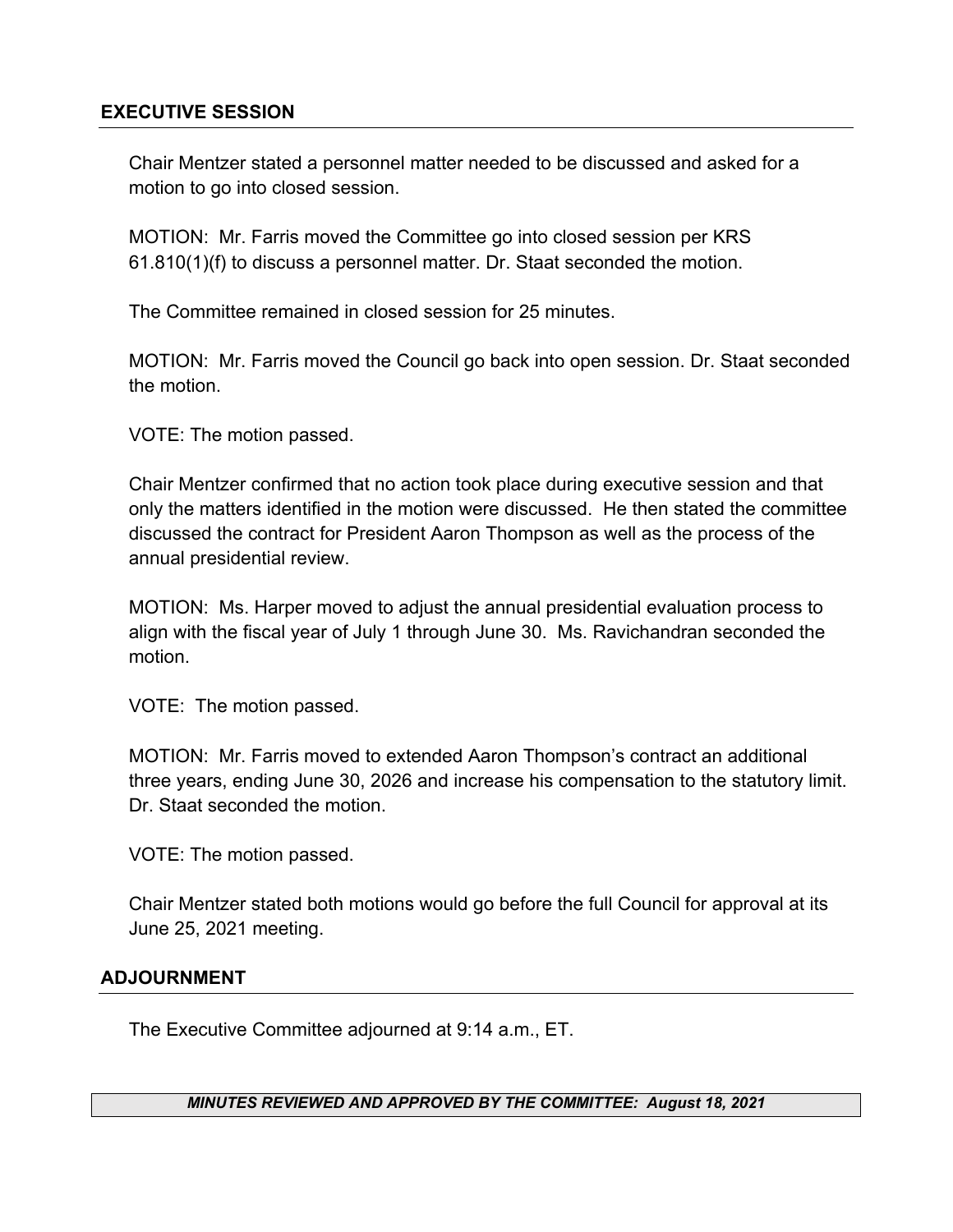## EXECUTIVE SESSION

Chair Mentzer stated a personnel matter needed to be discussed and asked for a motion to go into closed session.

MOTION: Mr. Farris moved the Committee go into closed session per KRS 61.810(1)(f) to discuss a personnel matter. Dr. Staat seconded the motion.

The Committee remained in closed session for 25 minutes.

MOTION: Mr. Farris moved the Council go back into open session. Dr. Staat seconded the motion.

VOTE: The motion passed.

Chair Mentzer confirmed that no action took place during executive session and that only the matters identified in the motion were discussed. He then stated the committee discussed the contract for President Aaron Thompson as well as the process of the annual presidential review.

MOTION: Ms. Harper moved to adjust the annual presidential evaluation process to align with the fiscal year of July 1 through June 30. Ms. Ravichandran seconded the motion.

VOTE: The motion passed.

MOTION: Mr. Farris moved to extended Aaron Thompson's contract an additional three years, ending June 30, 2026 and increase his compensation to the statutory limit. Dr. Staat seconded the motion.

VOTE: The motion passed.

Chair Mentzer stated both motions would go before the full Council for approval at its June 25, 2021 meeting.

## ADJOURNMENT

The Executive Committee adjourned at 9:14 a.m., ET.

***MINUTES REVIEWED AND APPROVED BY THE COMMITTEE: August 18, 2021***